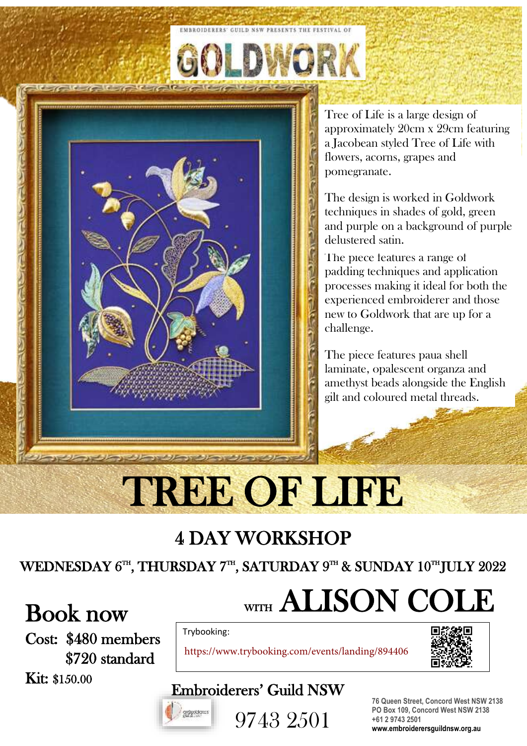EMBROIDERERS' GUILD NSW PRESENTS THE FESTIVAL OF

# GOLDWORK

Tree of Life is a large design of approximately 20cm x 29cm featuring a Jacobean styled Tree of Life with flowers, acorns, grapes and pomegranate.

The design is worked in Goldwork techniques in shades of gold, green and purple on a background of purple delustered satin.

The piece features a range of padding techniques and application processes making it ideal for both the experienced embroiderer and those new to Goldwork that are up for a challenge.

The piece features paua shell laminate, opalescent organza and amethyst beads alongside the English gilt and coloured metal threads.

# TREE OF LIFE

## 4 DAY WORKSHOP

### WEDNESDAY 6TH, THURSDAY 7TH, SATURDAY 9TH & SUNDAY 10TH JULY 2022

## WITH ALISON COLE

## Book now

Cost: $480 members
$720 standard

Kit: $150.00

Trybooking:

https://www.trybooking.com/events/landing/894406

Embroiderers' Guild NSW

9743 2501

76 Queen Street, Concord West NSW 2138
PO Box 109, Concord West NSW 2138
+61 2 9743 2501
www.embroiderersguildnsw.org.au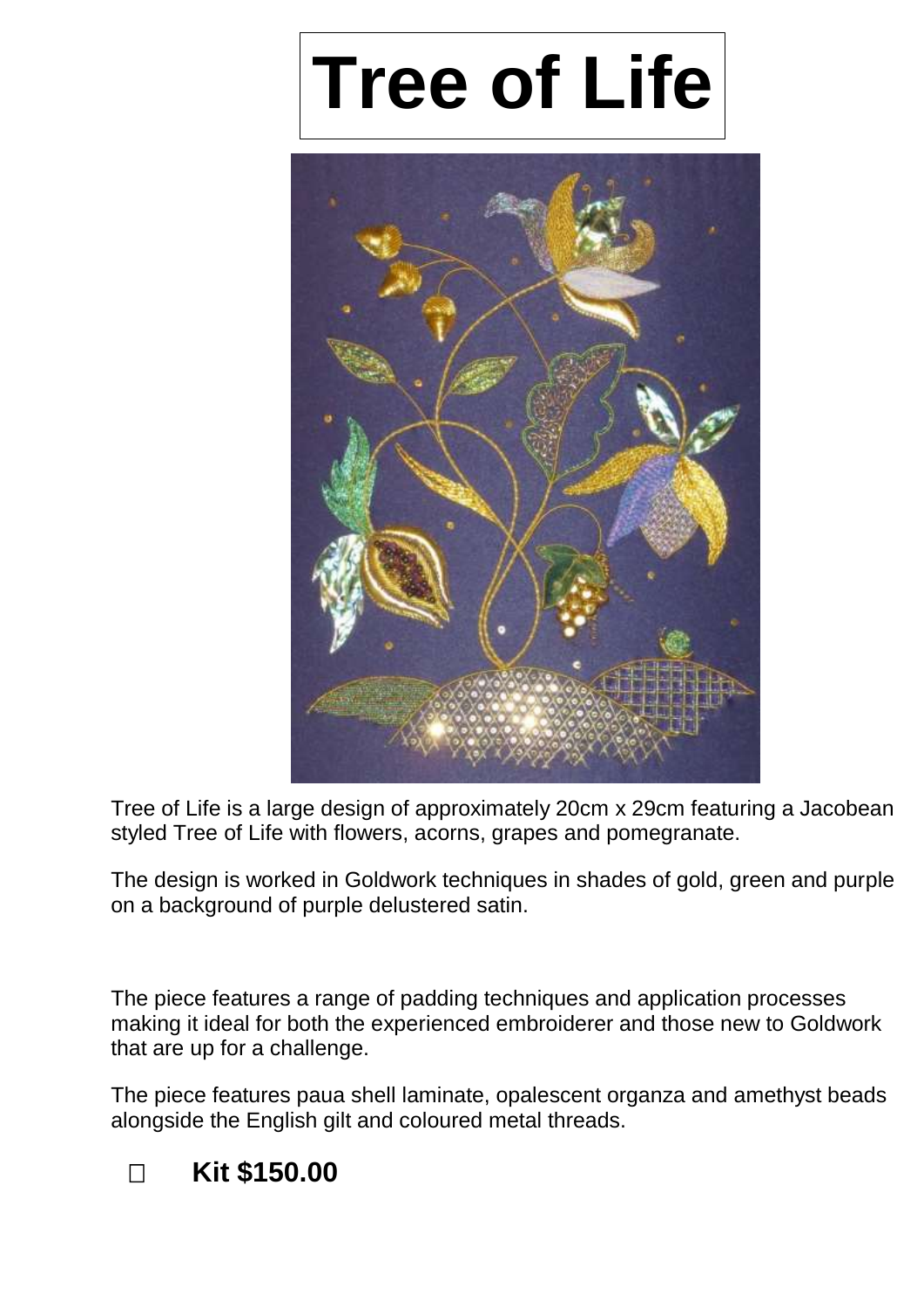# Tree of Life

Tree of Life is a large design of approximately 20cm x 29cm featuring a Jacobean styled Tree of Life with flowers, acorns, grapes and pomegranate.

The design is worked in Goldwork techniques in shades of gold, green and purple on a background of purple delustered satin.

The piece features a range of padding techniques and application processes making it ideal for both the experienced embroiderer and those new to Goldwork that are up for a challenge.

The piece features paua shell laminate, opalescent organza and amethyst beads alongside the English gilt and coloured metal threads.

- **Kit $150.00**